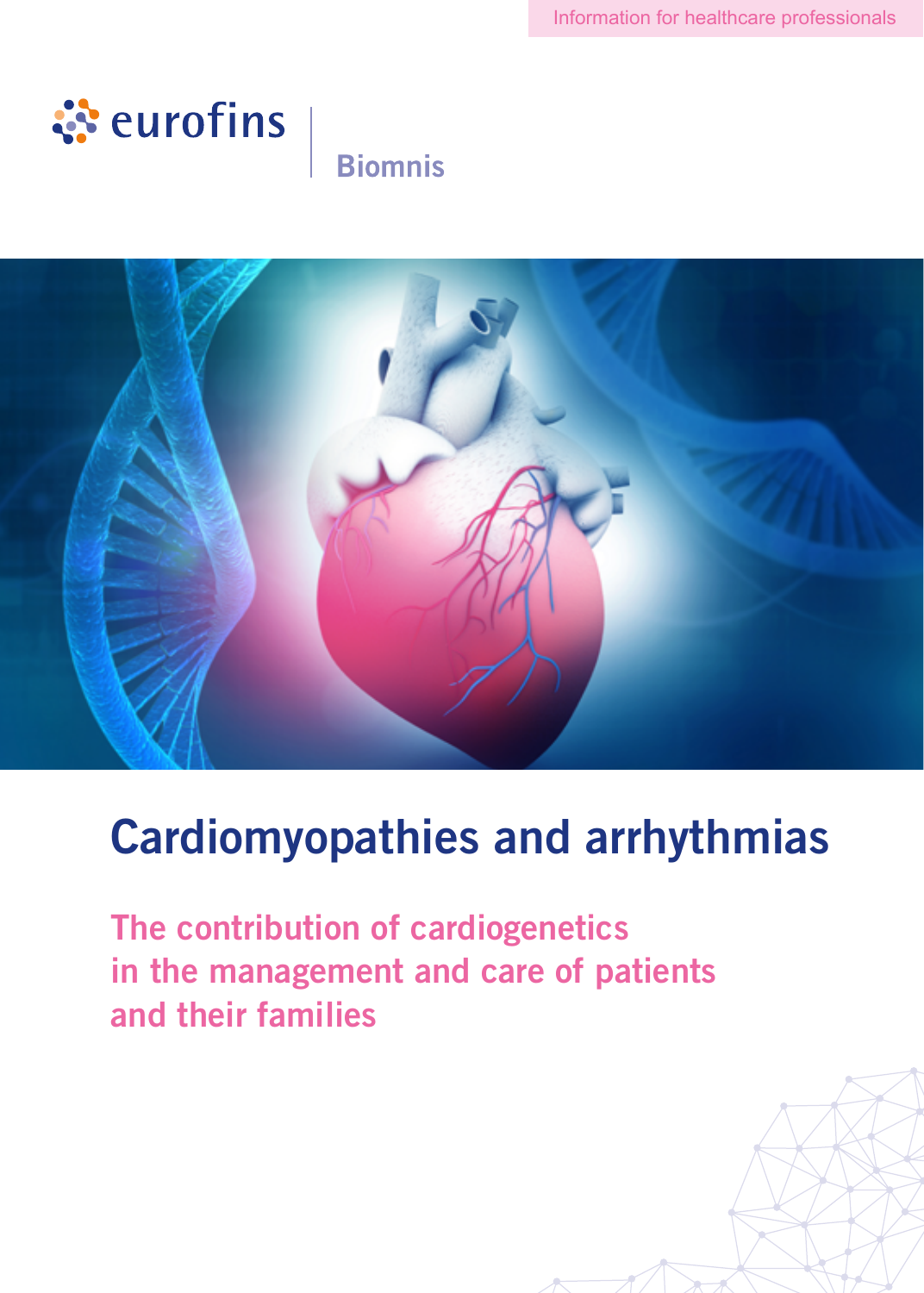Information for healthcare professionals

eurofins | Biomnis

# Cardiomyopathies and arrhythmias

## The contribution of cardiogenetics in the management and care of patients and their families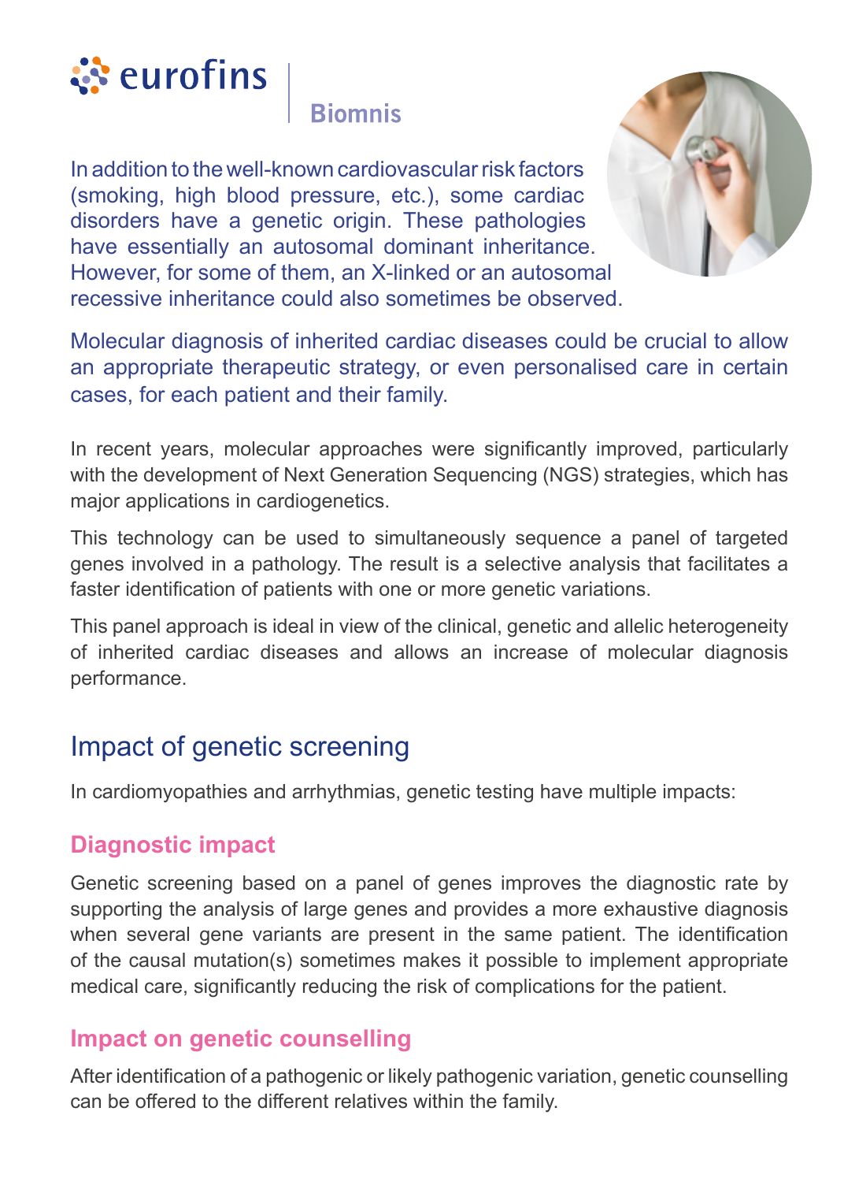eurofins | Biomnis

In addition to the well-known cardiovascular risk factors (smoking, high blood pressure, etc.), some cardiac disorders have a genetic origin. These pathologies have essentially an autosomal dominant inheritance. However, for some of them, an X-linked or an autosomal recessive inheritance could also sometimes be observed.

Molecular diagnosis of inherited cardiac diseases could be crucial to allow an appropriate therapeutic strategy, or even personalised care in certain cases, for each patient and their family.

In recent years, molecular approaches were significantly improved, particularly with the development of Next Generation Sequencing (NGS) strategies, which has major applications in cardiogenetics.

This technology can be used to simultaneously sequence a panel of targeted genes involved in a pathology. The result is a selective analysis that facilitates a faster identification of patients with one or more genetic variations.

This panel approach is ideal in view of the clinical, genetic and allelic heterogeneity of inherited cardiac diseases and allows an increase of molecular diagnosis performance.

## Impact of genetic screening

In cardiomyopathies and arrhythmias, genetic testing have multiple impacts:

### Diagnostic impact

Genetic screening based on a panel of genes improves the diagnostic rate by supporting the analysis of large genes and provides a more exhaustive diagnosis when several gene variants are present in the same patient. The identification of the causal mutation(s) sometimes makes it possible to implement appropriate medical care, significantly reducing the risk of complications for the patient.

### Impact on genetic counselling

After identification of a pathogenic or likely pathogenic variation, genetic counselling can be offered to the different relatives within the family.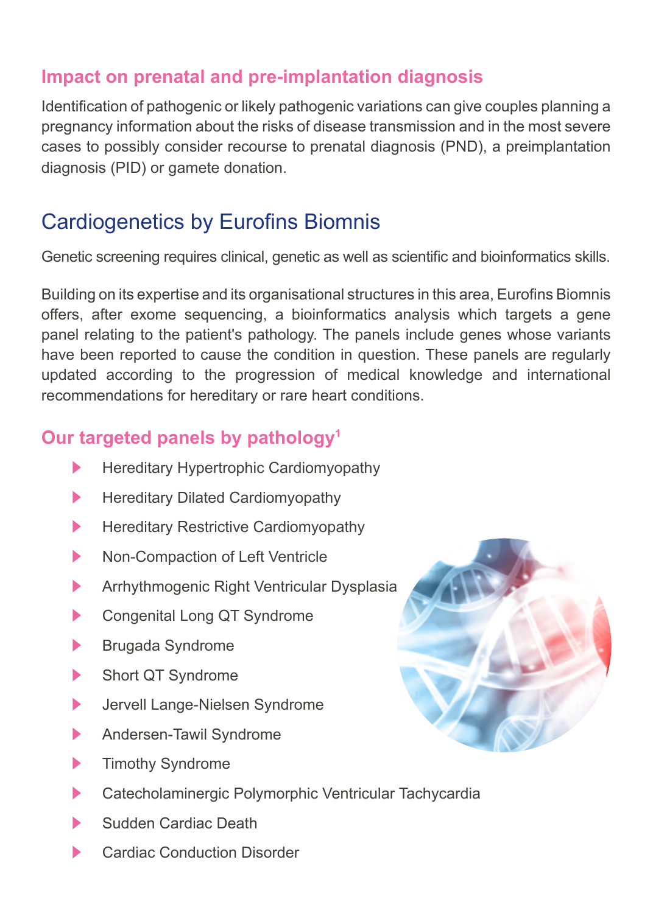## Impact on prenatal and pre-implantation diagnosis

Identification of pathogenic or likely pathogenic variations can give couples planning a pregnancy information about the risks of disease transmission and in the most severe cases to possibly consider recourse to prenatal diagnosis (PND), a preimplantation diagnosis (PID) or gamete donation.

# Cardiogenetics by Eurofins Biomnis

Genetic screening requires clinical, genetic as well as scientific and bioinformatics skills.

Building on its expertise and its organisational structures in this area, Eurofins Biomnis offers, after exome sequencing, a bioinformatics analysis which targets a gene panel relating to the patient's pathology. The panels include genes whose variants have been reported to cause the condition in question. These panels are regularly updated according to the progression of medical knowledge and international recommendations for hereditary or rare heart conditions.

## Our targeted panels by pathology[1]

- Hereditary Hypertrophic Cardiomyopathy
- Hereditary Dilated Cardiomyopathy
- Hereditary Restrictive Cardiomyopathy
- Non-Compaction of Left Ventricle
- Arrhythmogenic Right Ventricular Dysplasia
- Congenital Long QT Syndrome
- Brugada Syndrome
- Short QT Syndrome
- Jervell Lange-Nielsen Syndrome
- Andersen-Tawil Syndrome
- Timothy Syndrome
- Catecholaminergic Polymorphic Ventricular Tachycardia
- Sudden Cardiac Death
- Cardiac Conduction Disorder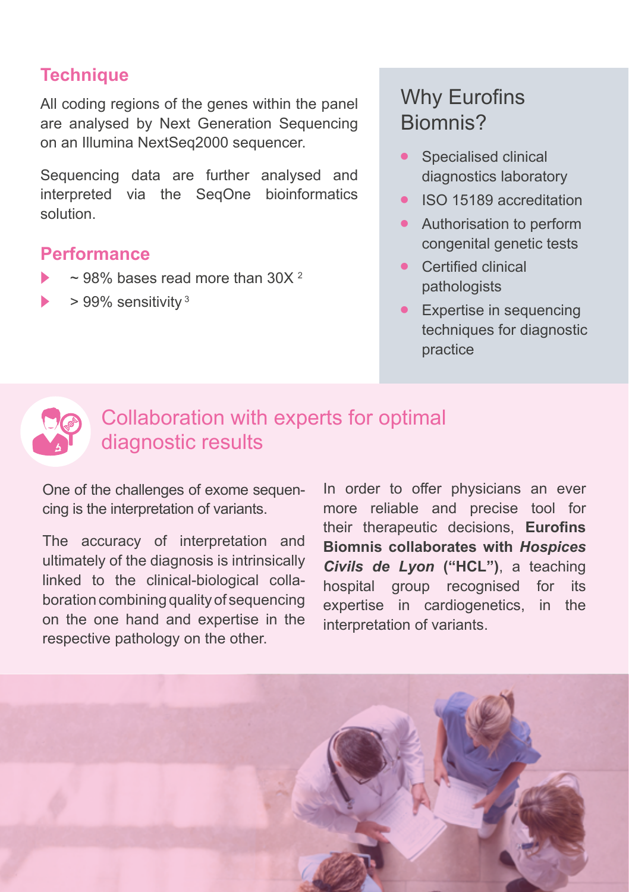## Technique

All coding regions of the genes within the panel are analysed by Next Generation Sequencing on an Illumina NextSeq2000 sequencer.

Sequencing data are further analysed and interpreted via the SeqOne bioinformatics solution.

## Performance

- ~ 98% bases read more than 30X [2]
- > 99% sensitivity [3]

## Why Eurofins Biomnis?

- Specialised clinical diagnostics laboratory
- ISO 15189 accreditation
- Authorisation to perform congenital genetic tests
- Certified clinical pathologists
- Expertise in sequencing techniques for diagnostic practice

## Collaboration with experts for optimal diagnostic results

One of the challenges of exome sequencing is the interpretation of variants.

The accuracy of interpretation and ultimately of the diagnosis is intrinsically linked to the clinical-biological collaboration combining quality of sequencing on the one hand and expertise in the respective pathology on the other.

In order to offer physicians an ever more reliable and precise tool for their therapeutic decisions, **Eurofins Biomnis collaborates with *Hospices Civils de Lyon* ("HCL")**, a teaching hospital group recognised for its expertise in cardiogenetics, in the interpretation of variants.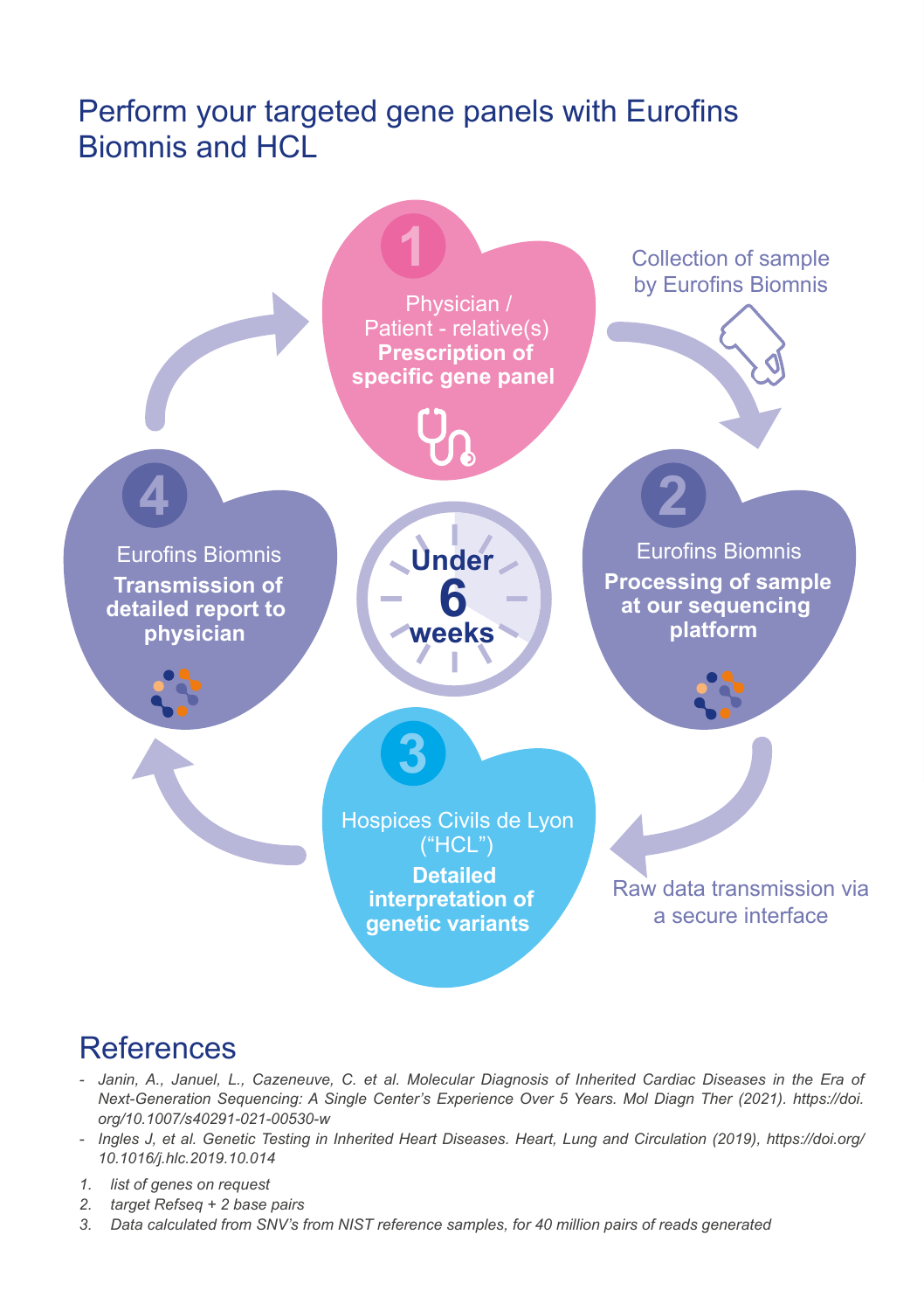# Perform your targeted gene panels with Eurofins Biomnis and HCL

**1**

Physician / Patient - relative(s)
**Prescription of specific gene panel**

Collection of sample by Eurofins Biomnis

**2**

Eurofins Biomnis
**Processing of sample at our sequencing platform**

Raw data transmission via a secure interface

**3**

Hospices Civils de Lyon (“HCL”)
**Detailed interpretation of genetic variants**

**4**

Eurofins Biomnis
**Transmission of detailed report to physician**

**Under 6 weeks**

## References

- *Janin, A., Januel, L., Cazeneuve, C. et al. Molecular Diagnosis of Inherited Cardiac Diseases in the Era of Next-Generation Sequencing: A Single Center’s Experience Over 5 Years. Mol Diagn Ther (2021). https://doi.org/10.1007/s40291-021-00530-w*
- *Ingles J, et al. Genetic Testing in Inherited Heart Diseases. Heart, Lung and Circulation (2019), https://doi.org/10.1016/j.hlc.2019.10.014*

1. *list of genes on request*
2. *target Refseq + 2 base pairs*
3. *Data calculated from SNV’s from NIST reference samples, for 40 million pairs of reads generated*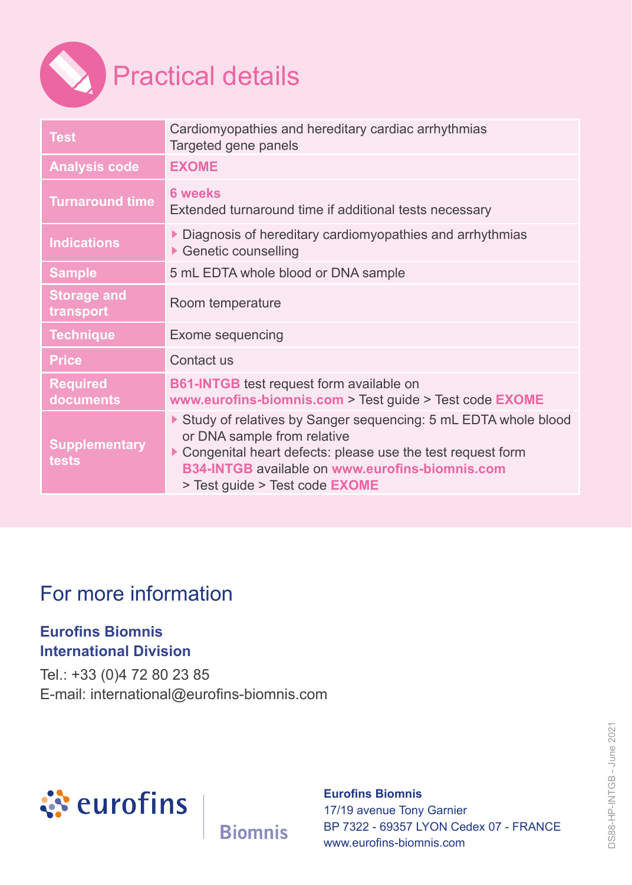# Practical details

| | |
|---|---|
| **Test** | Cardiomyopathies and hereditary cardiac arrhythmias<br>Targeted gene panels |
| **Analysis code** | **EXOME** |
| **Turnaround time** | **6 weeks**<br>Extended turnaround time if additional tests necessary |
| **Indications** | ▸ Diagnosis of hereditary cardiomyopathies and arrhythmias<br>▸ Genetic counselling |
| **Sample** | 5 mL EDTA whole blood or DNA sample |
| **Storage and transport** | Room temperature |
| **Technique** | Exome sequencing |
| **Price** | Contact us |
| **Required documents** | **B61-INTGB** test request form available on **www.eurofins-biomnis.com** > Test guide > Test code **EXOME** |
| **Supplementary tests** | ▸ Study of relatives by Sanger sequencing: 5 mL EDTA whole blood or DNA sample from relative<br>▸ Congenital heart defects: please use the test request form **B34-INTGB** available on **www.eurofins-biomnis.com** > Test guide > Test code **EXOME** |

## For more information

**Eurofins Biomnis**
**International Division**

Tel.: +33 (0)4 72 80 23 85
E-mail: international@eurofins-biomnis.com

eurofins | Biomnis

**Eurofins Biomnis**
17/19 avenue Tony Garnier
BP 7322 - 69357 LYON Cedex 07 - FRANCE
www.eurofins-biomnis.com

DS88-HP-INTGB - June 2021